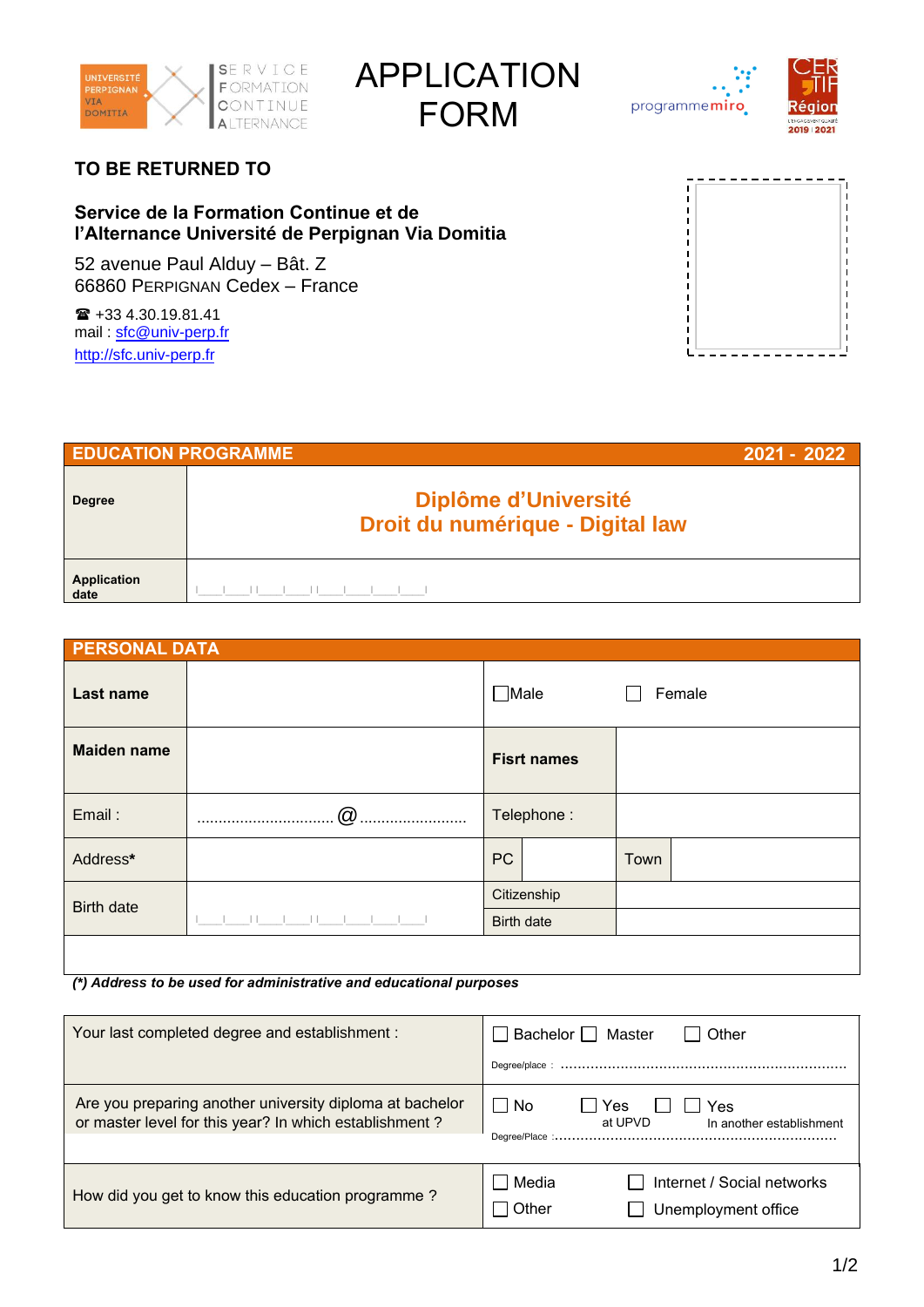# APPLICATION FORM

**TO BE RETURNED TO**

**Service de la Formation Continue et de l'Alternance Université de Perpignan Via Domitia**

52 avenue Paul Alduy – Bât. Z
66860 PERPIGNAN Cedex – France

☎ +33 4.30.19.81.41
mail : sfc@univ-perp.fr
http://sfc.univ-perp.fr

| EDUCATION PROGRAMME | 2021 - 2022 |
|---|---|
| Degree | **Diplôme d'Université** **Droit du numérique - Digital law** |
| Application date | \|\_\_\|\_\_\|\|\_\_\|\_\_\|\|\_\_\|\_\_\|\_\_\|\_\_\| |

| PERSONAL DATA | | | | | |
|---|---|---|---|---|---|
| **Last name** | | ☐Male | | ☐ Female | |
| **Maiden name** | | **Fisrt names** | | | |
| Email : | ............................... @ ......................... | Telephone : | | | |
| Address* | | PC | | Town | |
| Birth date | \|\_\_\|\_\_\|\|\_\_\|\_\_\|\|\_\_\|\_\_\|\_\_\|\_\_\| | Citizenship | | | |
| | | Birth date | | | |

***(\*) Address to be used for administrative and educational purposes***

| | |
|---|---|
| Your last completed degree and establishment : | ☐ Bachelor ☐ Master ☐ Other<br>Degree/place : .................................................................. |
| Are you preparing another university diploma at bachelor or master level for this year? In which establishment ? | ☐ No ☐ Yes at UPVD ☐ ☐ Yes In another establishment<br>Degree/Place :.................................................................. |
| How did you get to know this education programme ? | ☐ Media ☐ Internet / Social networks<br>☐ Other ☐ Unemployment office |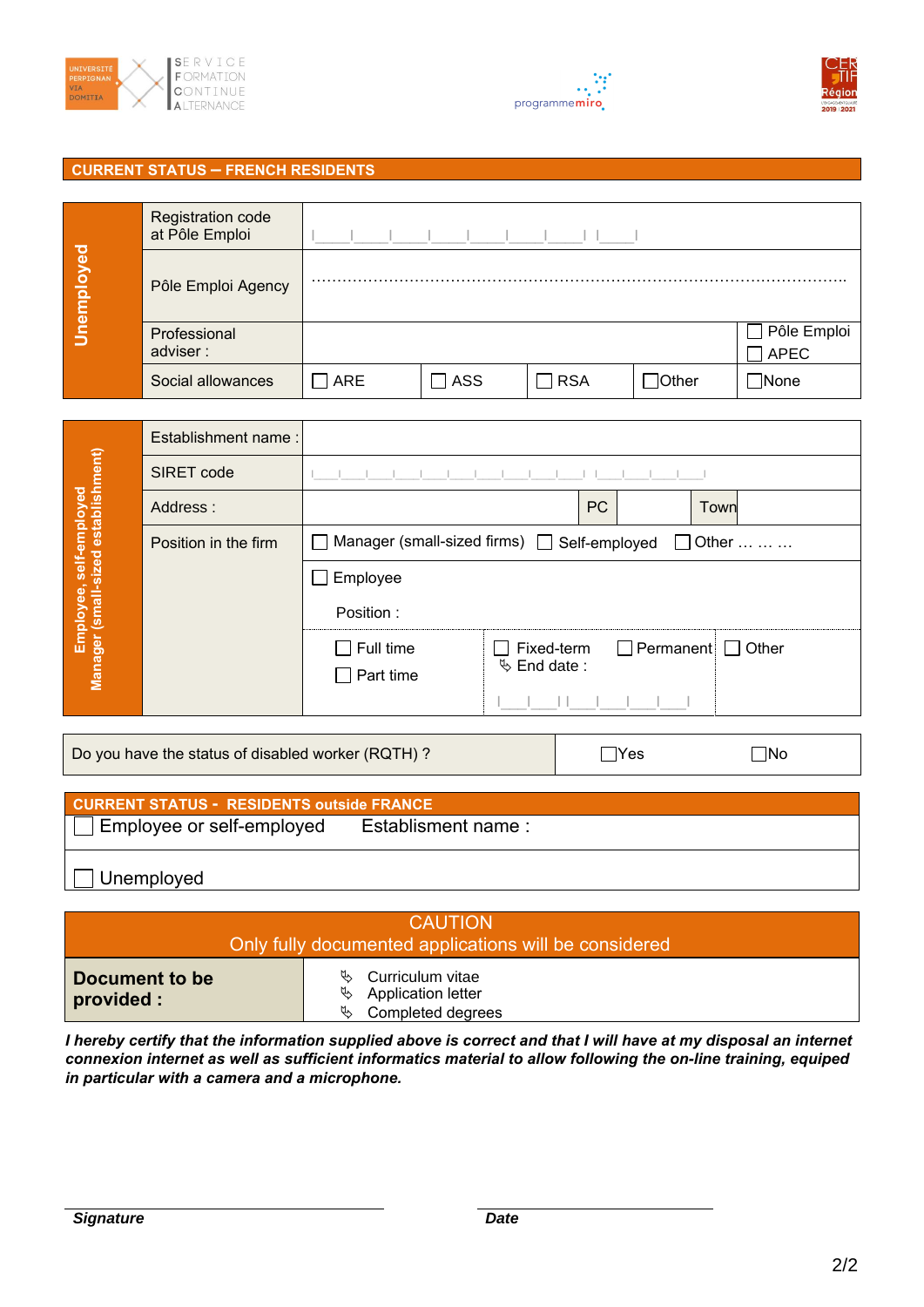## CURRENT STATUS – FRENCH RESIDENTS

| | | | | | | |
|---|---|---|---|---|---|---|
| **Unemployed** | Registration code at Pôle Emploi | \|\_\_\_\|\_\_\_\|\_\_\_\|\_\_\_\|\_\_\_\|\_\_\_\|\_\_\_\|\_\_\_\| \|\_\_\_\| | | | | |
| | Pôle Emploi Agency | ………………………………………………………………………………………… | | | | |
| | Professional adviser : | | | | | ☐ Pôle Emploi ☐ APEC |
| | Social allowances | ☐ ARE | ☐ ASS | ☐ RSA | ☐Other | ☐None |

| | | | | | | |
|---|---|---|---|---|---|---|
| **Employee, self-employed Manager (small-sized establishment)** | Establishment name : | | | | | |
| | SIRET code | \|\_\_\|\_\_\|\_\_\|\_\_\|\_\_\|\_\_\|\_\_\|\_\_\|\_\_\| \|\_\_\|\_\_\|\_\_\|\_\_\|\_\_\| | | | | |
| | Address : | | PC | | Town | |
| | Position in the firm | ☐ Manager (small-sized firms) ☐ Self-employed ☐ Other … … … | | | | |
| | | ☐ Employee<br>Position : | | | | |
| | | ☐ Full time<br>☐ Part time | ☐ Fixed-term<br>End date :<br>\|\_\_\_\|\_\_\_\|\|\_\_\_\|\_\_\_\|\_\_\_\|\_\_\_\| | ☐ Permanent | ☐ Other | |

| | | |
|---|---|---|
| Do you have the status of disabled worker (RQTH) ? | ☐Yes | ☐No |

## CURRENT STATUS - RESIDENTS outside FRANCE

☐ Employee or self-employed Establisment name :

☐ Unemployed

## CAUTION

Only fully documented applications will be considered

| | |
|---|---|
| **Document to be provided :** | Curriculum vitae<br>Application letter<br>Completed degrees |

***I hereby certify that the information supplied above is correct and that I will have at my disposal an internet connexion internet as well as sufficient informatics material to allow following the on-line training, equiped in particular with a camera and a microphone.***

***Signature*** ***Date***